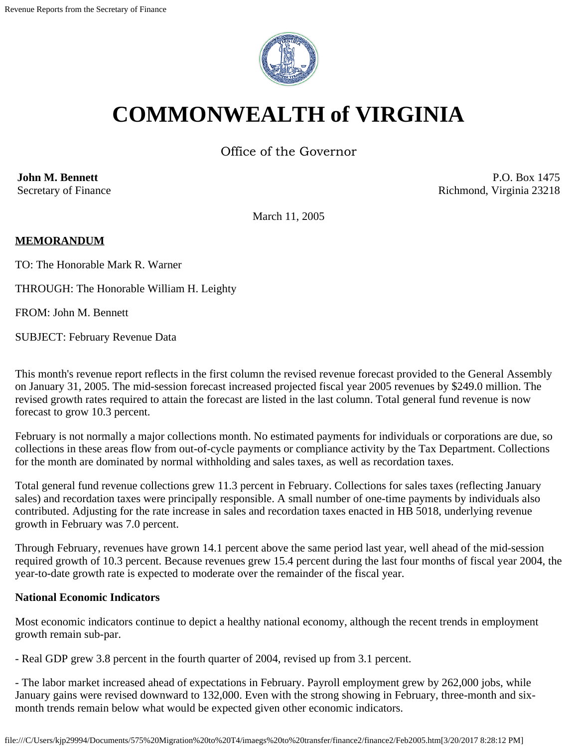# COMMONWEALTH of VIRGINIA

Office of the Governor

**John M. Bennett**
Secretary of Finance

P.O. Box 1475
Richmond, Virginia 23218

March 11, 2005

**MEMORANDUM**

TO: The Honorable Mark R. Warner

THROUGH: The Honorable William H. Leighty

FROM: John M. Bennett

SUBJECT: February Revenue Data

This month's revenue report reflects in the first column the revised revenue forecast provided to the General Assembly on January 31, 2005. The mid-session forecast increased projected fiscal year 2005 revenues by $249.0 million. The revised growth rates required to attain the forecast are listed in the last column. Total general fund revenue is now forecast to grow 10.3 percent.

February is not normally a major collections month. No estimated payments for individuals or corporations are due, so collections in these areas flow from out-of-cycle payments or compliance activity by the Tax Department. Collections for the month are dominated by normal withholding and sales taxes, as well as recordation taxes.

Total general fund revenue collections grew 11.3 percent in February. Collections for sales taxes (reflecting January sales) and recordation taxes were principally responsible. A small number of one-time payments by individuals also contributed. Adjusting for the rate increase in sales and recordation taxes enacted in HB 5018, underlying revenue growth in February was 7.0 percent.

Through February, revenues have grown 14.1 percent above the same period last year, well ahead of the mid-session required growth of 10.3 percent. Because revenues grew 15.4 percent during the last four months of fiscal year 2004, the year-to-date growth rate is expected to moderate over the remainder of the fiscal year.

**National Economic Indicators**

Most economic indicators continue to depict a healthy national economy, although the recent trends in employment growth remain sub-par.

- Real GDP grew 3.8 percent in the fourth quarter of 2004, revised up from 3.1 percent.

- The labor market increased ahead of expectations in February. Payroll employment grew by 262,000 jobs, while January gains were revised downward to 132,000. Even with the strong showing in February, three-month and six-month trends remain below what would be expected given other economic indicators.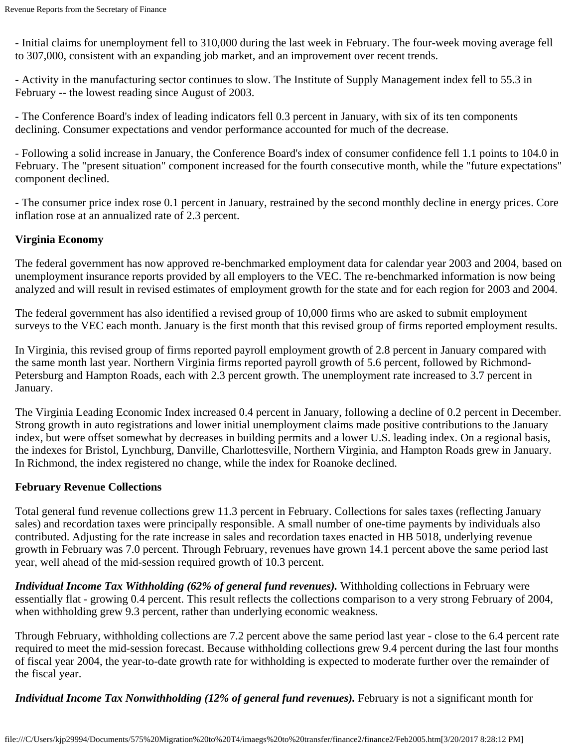- Initial claims for unemployment fell to 310,000 during the last week in February. The four-week moving average fell to 307,000, consistent with an expanding job market, and an improvement over recent trends.

- Activity in the manufacturing sector continues to slow. The Institute of Supply Management index fell to 55.3 in February -- the lowest reading since August of 2003.

- The Conference Board's index of leading indicators fell 0.3 percent in January, with six of its ten components declining. Consumer expectations and vendor performance accounted for much of the decrease.

- Following a solid increase in January, the Conference Board's index of consumer confidence fell 1.1 points to 104.0 in February. The "present situation" component increased for the fourth consecutive month, while the "future expectations" component declined.

- The consumer price index rose 0.1 percent in January, restrained by the second monthly decline in energy prices. Core inflation rose at an annualized rate of 2.3 percent.

**Virginia Economy**

The federal government has now approved re-benchmarked employment data for calendar year 2003 and 2004, based on unemployment insurance reports provided by all employers to the VEC. The re-benchmarked information is now being analyzed and will result in revised estimates of employment growth for the state and for each region for 2003 and 2004.

The federal government has also identified a revised group of 10,000 firms who are asked to submit employment surveys to the VEC each month. January is the first month that this revised group of firms reported employment results.

In Virginia, this revised group of firms reported payroll employment growth of 2.8 percent in January compared with the same month last year. Northern Virginia firms reported payroll growth of 5.6 percent, followed by Richmond-Petersburg and Hampton Roads, each with 2.3 percent growth. The unemployment rate increased to 3.7 percent in January.

The Virginia Leading Economic Index increased 0.4 percent in January, following a decline of 0.2 percent in December. Strong growth in auto registrations and lower initial unemployment claims made positive contributions to the January index, but were offset somewhat by decreases in building permits and a lower U.S. leading index. On a regional basis, the indexes for Bristol, Lynchburg, Danville, Charlottesville, Northern Virginia, and Hampton Roads grew in January. In Richmond, the index registered no change, while the index for Roanoke declined.

**February Revenue Collections**

Total general fund revenue collections grew 11.3 percent in February. Collections for sales taxes (reflecting January sales) and recordation taxes were principally responsible. A small number of one-time payments by individuals also contributed. Adjusting for the rate increase in sales and recordation taxes enacted in HB 5018, underlying revenue growth in February was 7.0 percent. Through February, revenues have grown 14.1 percent above the same period last year, well ahead of the mid-session required growth of 10.3 percent.

***Individual Income Tax Withholding (62% of general fund revenues).*** Withholding collections in February were essentially flat - growing 0.4 percent. This result reflects the collections comparison to a very strong February of 2004, when withholding grew 9.3 percent, rather than underlying economic weakness.

Through February, withholding collections are 7.2 percent above the same period last year - close to the 6.4 percent rate required to meet the mid-session forecast. Because withholding collections grew 9.4 percent during the last four months of fiscal year 2004, the year-to-date growth rate for withholding is expected to moderate further over the remainder of the fiscal year.

***Individual Income Tax Nonwithholding (12% of general fund revenues).*** February is not a significant month for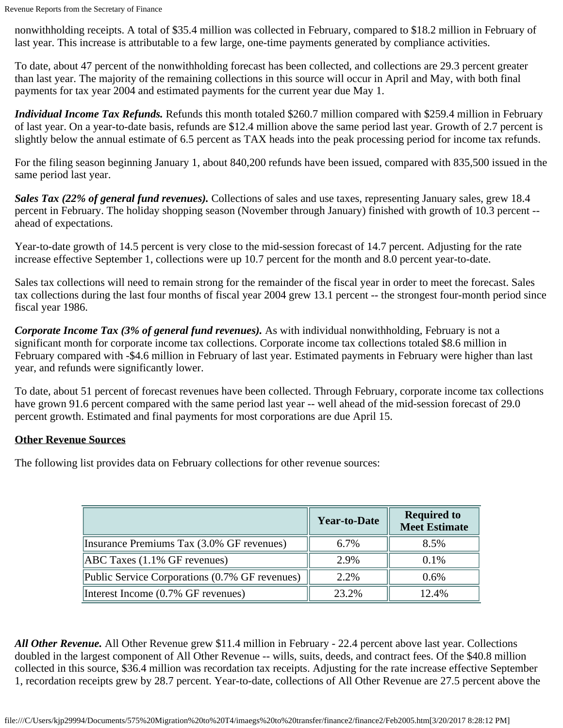nonwithholding receipts. A total of $35.4 million was collected in February, compared to $18.2 million in February of last year. This increase is attributable to a few large, one-time payments generated by compliance activities.

To date, about 47 percent of the nonwithholding forecast has been collected, and collections are 29.3 percent greater than last year. The majority of the remaining collections in this source will occur in April and May, with both final payments for tax year 2004 and estimated payments for the current year due May 1.

***Individual Income Tax Refunds.*** Refunds this month totaled $260.7 million compared with $259.4 million in February of last year. On a year-to-date basis, refunds are $12.4 million above the same period last year. Growth of 2.7 percent is slightly below the annual estimate of 6.5 percent as TAX heads into the peak processing period for income tax refunds.

For the filing season beginning January 1, about 840,200 refunds have been issued, compared with 835,500 issued in the same period last year.

***Sales Tax (22% of general fund revenues).*** Collections of sales and use taxes, representing January sales, grew 18.4 percent in February. The holiday shopping season (November through January) finished with growth of 10.3 percent -- ahead of expectations.

Year-to-date growth of 14.5 percent is very close to the mid-session forecast of 14.7 percent. Adjusting for the rate increase effective September 1, collections were up 10.7 percent for the month and 8.0 percent year-to-date.

Sales tax collections will need to remain strong for the remainder of the fiscal year in order to meet the forecast. Sales tax collections during the last four months of fiscal year 2004 grew 13.1 percent -- the strongest four-month period since fiscal year 1986.

***Corporate Income Tax (3% of general fund revenues).*** As with individual nonwithholding, February is not a significant month for corporate income tax collections. Corporate income tax collections totaled $8.6 million in February compared with -$4.6 million in February of last year. Estimated payments in February were higher than last year, and refunds were significantly lower.

To date, about 51 percent of forecast revenues have been collected. Through February, corporate income tax collections have grown 91.6 percent compared with the same period last year -- well ahead of the mid-session forecast of 29.0 percent growth. Estimated and final payments for most corporations are due April 15.

**Other Revenue Sources**

The following list provides data on February collections for other revenue sources:

| | Year-to-Date | Required to Meet Estimate |
|---|---|---|
| Insurance Premiums Tax (3.0% GF revenues) | 6.7% | 8.5% |
| ABC Taxes (1.1% GF revenues) | 2.9% | 0.1% |
| Public Service Corporations (0.7% GF revenues) | 2.2% | 0.6% |
| Interest Income (0.7% GF revenues) | 23.2% | 12.4% |

***All Other Revenue.*** All Other Revenue grew $11.4 million in February - 22.4 percent above last year. Collections doubled in the largest component of All Other Revenue -- wills, suits, deeds, and contract fees. Of the $40.8 million collected in this source, $36.4 million was recordation tax receipts. Adjusting for the rate increase effective September 1, recordation receipts grew by 28.7 percent. Year-to-date, collections of All Other Revenue are 27.5 percent above the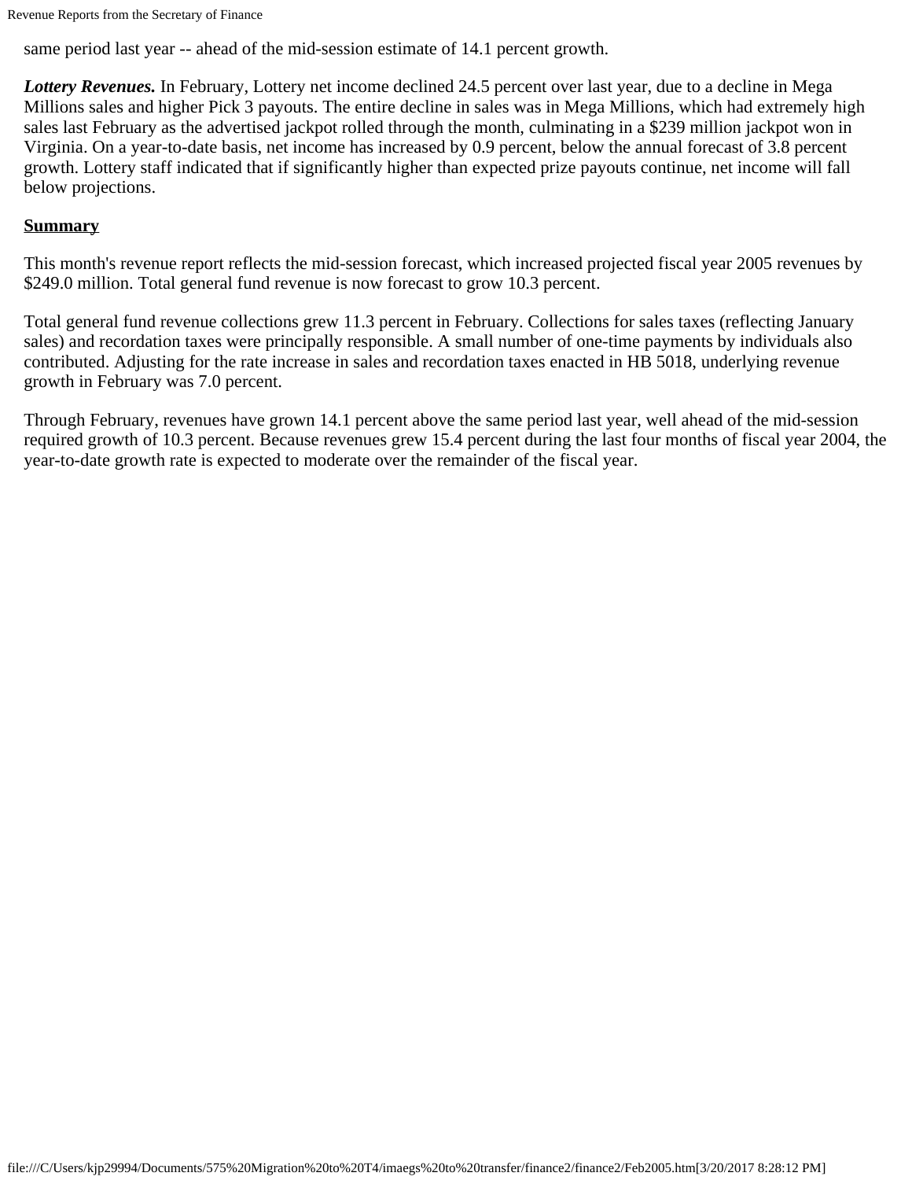same period last year -- ahead of the mid-session estimate of 14.1 percent growth.

***Lottery Revenues.*** In February, Lottery net income declined 24.5 percent over last year, due to a decline in Mega Millions sales and higher Pick 3 payouts. The entire decline in sales was in Mega Millions, which had extremely high sales last February as the advertised jackpot rolled through the month, culminating in a $239 million jackpot won in Virginia. On a year-to-date basis, net income has increased by 0.9 percent, below the annual forecast of 3.8 percent growth. Lottery staff indicated that if significantly higher than expected prize payouts continue, net income will fall below projections.

**Summary**

This month's revenue report reflects the mid-session forecast, which increased projected fiscal year 2005 revenues by $249.0 million. Total general fund revenue is now forecast to grow 10.3 percent.

Total general fund revenue collections grew 11.3 percent in February. Collections for sales taxes (reflecting January sales) and recordation taxes were principally responsible. A small number of one-time payments by individuals also contributed. Adjusting for the rate increase in sales and recordation taxes enacted in HB 5018, underlying revenue growth in February was 7.0 percent.

Through February, revenues have grown 14.1 percent above the same period last year, well ahead of the mid-session required growth of 10.3 percent. Because revenues grew 15.4 percent during the last four months of fiscal year 2004, the year-to-date growth rate is expected to moderate over the remainder of the fiscal year.